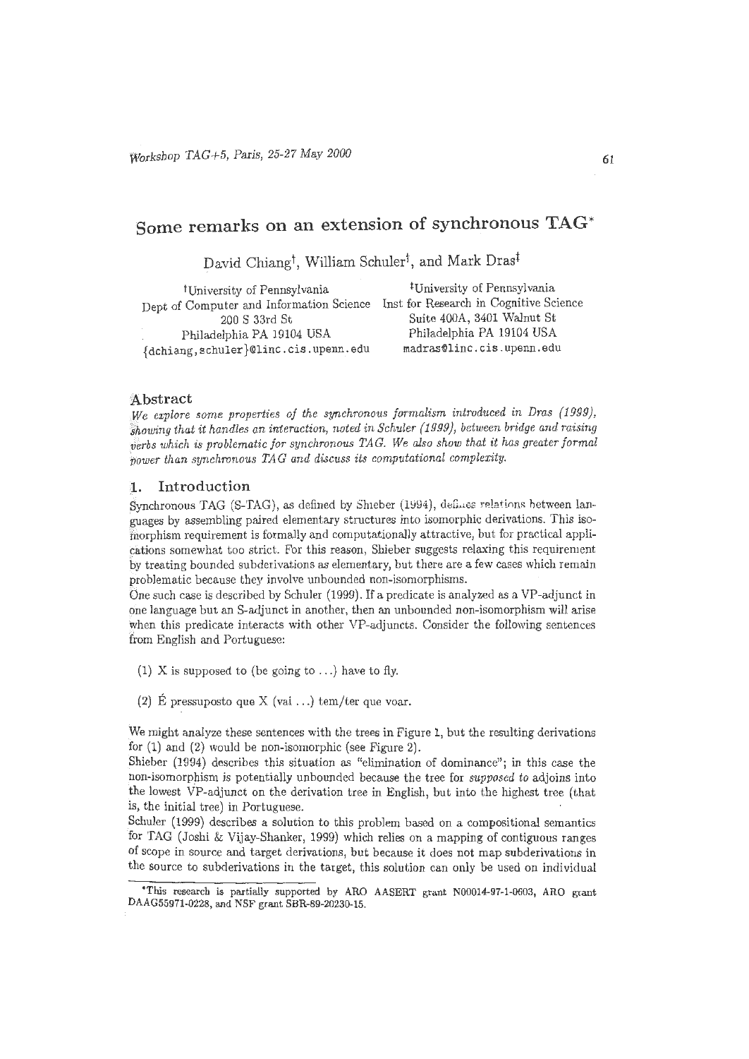# Some remarks on an extension of synchronous TAG*

David Chiang[†], William Schuler[†], and Mark Dras[‡]

[†]University of Pennsylvania
Dept of Computer and Information Science
200 S 33rd St
Philadelphia PA 19104 USA
{dchiang,schuler}@linc.cis.upenn.edu

[‡]University of Pennsylvania
Inst for Research in Cognitive Science
Suite 400A, 3401 Walnut St
Philadelphia PA 19104 USA
madras@linc.cis.upenn.edu

## Abstract

*We explore some properties of the synchronous formalism introduced in Dras (1999), showing that it handles an interaction, noted in Schuler (1999), between bridge and raising verbs which is problematic for synchronous TAG. We also show that it has greater formal power than synchronous TAG and discuss its computational complexity.*

## 1. Introduction

Synchronous TAG (S-TAG), as defined by Shieber (1994), defines relations between languages by assembling paired elementary structures into isomorphic derivations. This isomorphism requirement is formally and computationally attractive, but for practical applications somewhat too strict. For this reason, Shieber suggests relaxing this requirement by treating bounded subderivations as elementary, but there are a few cases which remain problematic because they involve unbounded non-isomorphisms.

One such case is described by Schuler (1999). If a predicate is analyzed as a VP-adjunct in one language but an S-adjunct in another, then an unbounded non-isomorphism will arise when this predicate interacts with other VP-adjuncts. Consider the following sentences from English and Portuguese:

(1) X is supposed to (be going to ...) have to fly.

(2) É pressuposto que X (vai ...) tem/ter que voar.

We might analyze these sentences with the trees in Figure 1, but the resulting derivations for (1) and (2) would be non-isomorphic (see Figure 2).

Shieber (1994) describes this situation as "elimination of dominance"; in this case the non-isomorphism is potentially unbounded because the tree for *supposed to* adjoins into the lowest VP-adjunct on the derivation tree in English, but into the highest tree (that is, the initial tree) in Portuguese.

Schuler (1999) describes a solution to this problem based on a compositional semantics for TAG (Joshi & Vijay-Shanker, 1999) which relies on a mapping of contiguous ranges of scope in source and target derivations, but because it does not map subderivations in the source to subderivations in the target, this solution can only be used on individual

*This research is partially supported by ARO AASERT grant N00014-97-1-0603, ARO grant DAAG55971-0228, and NSF grant SBR-89-20230-15.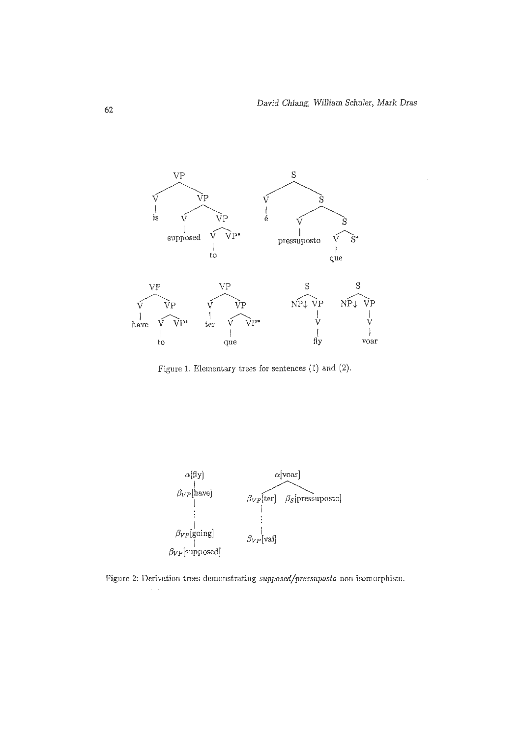Figure 1: Elementary trees for sentences (1) and (2).

Figure 2: Derivation trees demonstrating *supposed/pressuposto* non-isomorphism.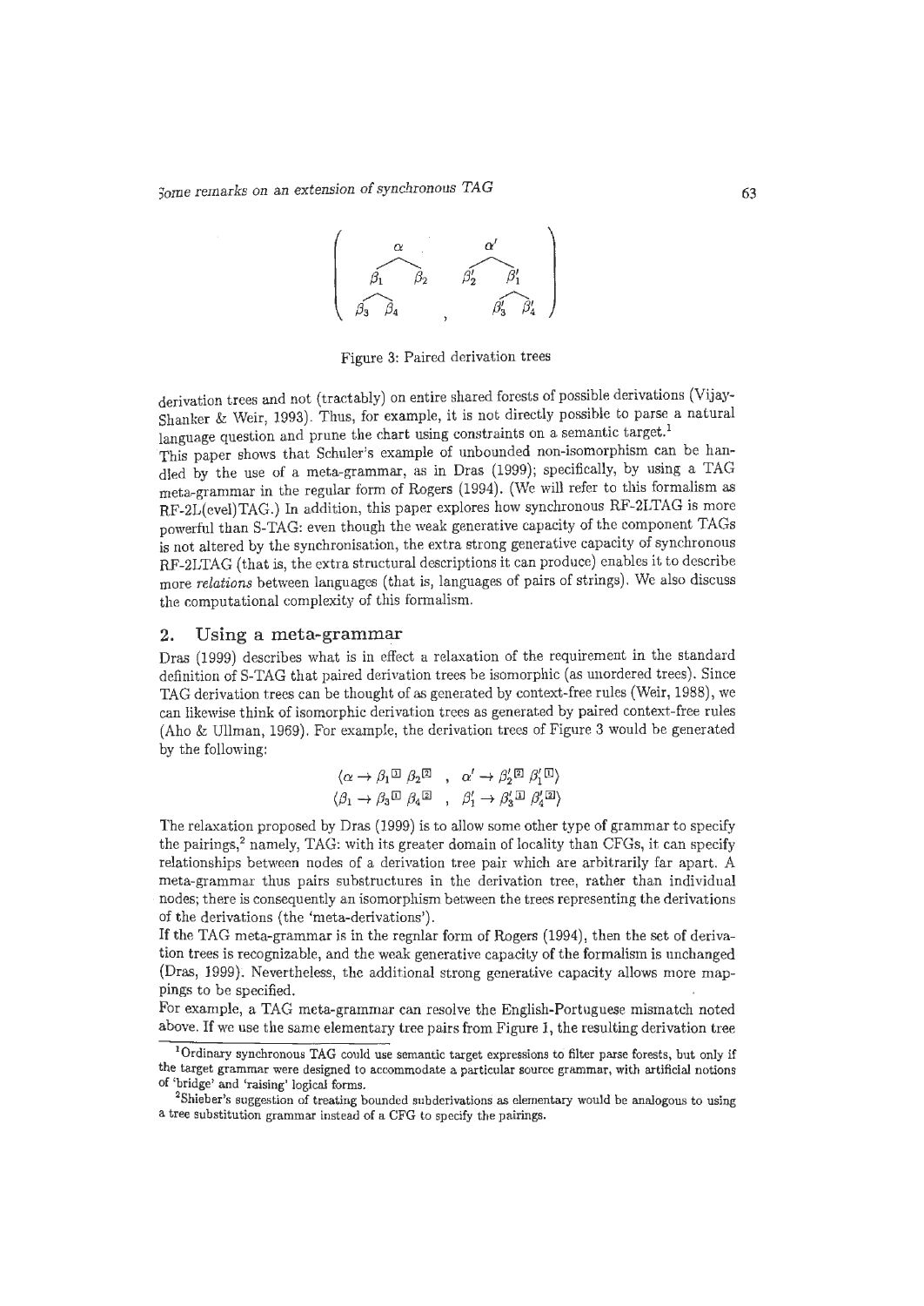$$
\left( \begin{array}{cc} \alpha & \alpha' \\ \beta_1 \quad \beta_2 & \beta_2' \quad \beta_1' \\ \beta_3 \quad \beta_4 & \beta_3' \quad \beta_4' \end{array} \right)
$$

Figure 3: Paired derivation trees

derivation trees and not (tractably) on entire shared forests of possible derivations (Vijay-Shanker & Weir, 1993). Thus, for example, it is not directly possible to parse a natural language question and prune the chart using constraints on a semantic target.[1]

This paper shows that Schuler's example of unbounded non-isomorphism can be handled by the use of a meta-grammar, as in Dras (1999); specifically, by using a TAG meta-grammar in the regular form of Rogers (1994). (We will refer to this formalism as RF-2L(evel)TAG.) In addition, this paper explores how synchronous RF-2LTAG is more powerful than S-TAG: even though the weak generative capacity of the component TAGs is not altered by the synchronisation, the extra strong generative capacity of synchronous RF-2LTAG (that is, the extra structural descriptions it can produce) enables it to describe more *relations* between languages (that is, languages of pairs of strings). We also discuss the computational complexity of this formalism.

## 2. Using a meta-grammar

Dras (1999) describes what is in effect a relaxation of the requirement in the standard definition of S-TAG that paired derivation trees be isomorphic (as unordered trees). Since TAG derivation trees can be thought of as generated by context-free rules (Weir, 1988), we can likewise think of isomorphic derivation trees as generated by paired context-free rules (Aho & Ullman, 1969). For example, the derivation trees of Figure 3 would be generated by the following:

$$
\langle \alpha \rightarrow \beta_1{}^{\boxed{1}}\, \beta_2{}^{\boxed{2}} \quad , \quad \alpha' \rightarrow \beta_2'{}^{\boxed{2}}\, \beta_1'{}^{\boxed{1}} \rangle
$$
$$
\langle \beta_1 \rightarrow \beta_3{}^{\boxed{1}}\, \beta_4{}^{\boxed{2}} \quad , \quad \beta_1' \rightarrow \beta_3'{}^{\boxed{1}}\, \beta_4'{}^{\boxed{2}} \rangle
$$

The relaxation proposed by Dras (1999) is to allow some other type of grammar to specify the pairings,[2] namely, TAG: with its greater domain of locality than CFGs, it can specify relationships between nodes of a derivation tree pair which are arbitrarily far apart. A meta-grammar thus pairs substructures in the derivation tree, rather than individual nodes; there is consequently an isomorphism between the trees representing the derivations of the derivations (the 'meta-derivations').

If the TAG meta-grammar is in the regular form of Rogers (1994), then the set of derivation trees is recognizable, and the weak generative capacity of the formalism is unchanged (Dras, 1999). Nevertheless, the additional strong generative capacity allows more mappings to be specified.

For example, a TAG meta-grammar can resolve the English-Portuguese mismatch noted above. If we use the same elementary tree pairs from Figure 1, the resulting derivation tree

[1] Ordinary synchronous TAG could use semantic target expressions to filter parse forests, but only if the target grammar were designed to accommodate a particular source grammar, with artificial notions of 'bridge' and 'raising' logical forms.

[2] Shieber's suggestion of treating bounded subderivations as elementary would be analogous to using a tree substitution grammar instead of a CFG to specify the pairings.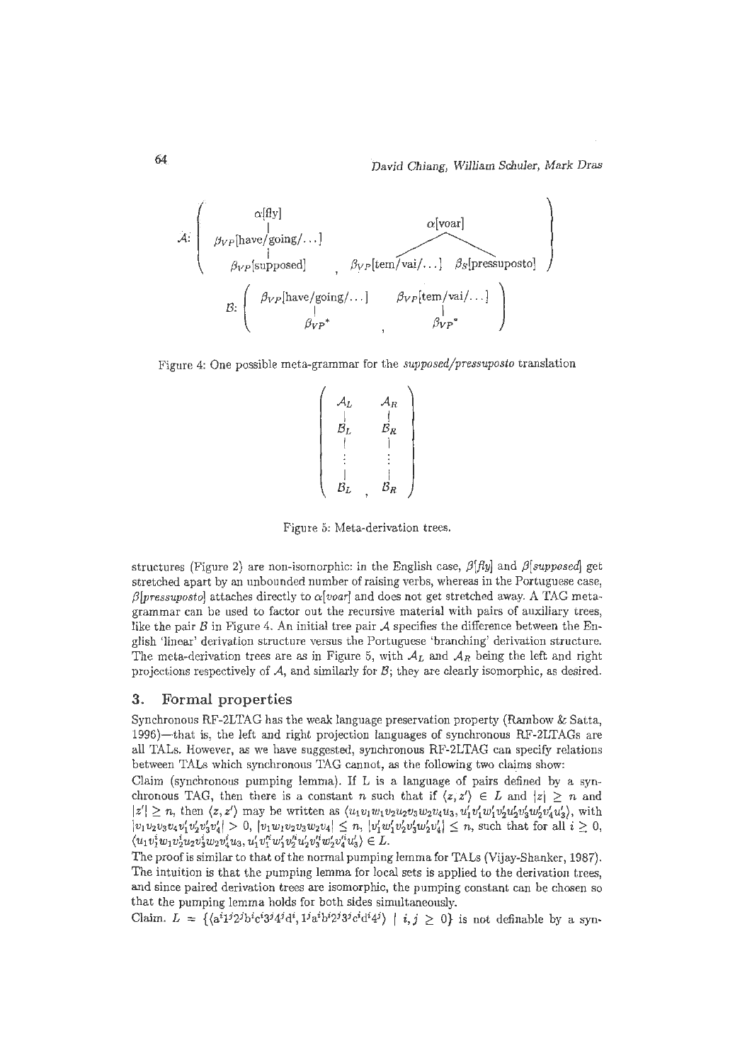$$\mathcal{A}: \left( \begin{array}{c} \alpha[\text{fly}] \\ | \\ \beta_{VP}[\text{have/going/}\ldots] \\ | \\ \beta_{VP}[\text{supposed}] \end{array} , \begin{array}{c} \alpha[\text{voar}] \\ \diagup \quad \diagdown \\ \beta_{VP}[\text{tem/vai/}\ldots] \quad \beta_S[\text{pressuposto}] \end{array} \right)$$

$$\mathcal{B}: \left( \begin{array}{c} \beta_{VP}[\text{have/going/}\ldots] \\ | \\ \beta_{VP}^{*} \end{array} , \begin{array}{c} \beta_{VP}[\text{tem/vai/}\ldots] \\ | \\ \beta_{VP}^{*} \end{array} \right)$$

Figure 4: One possible meta-grammar for the *supposed/pressuposto* translation

$$\left( \begin{array}{c} \mathcal{A}_L \\ | \\ \mathcal{B}_L \\ | \\ \vdots \\ | \\ \mathcal{B}_L \end{array} , \begin{array}{c} \mathcal{A}_R \\ | \\ \mathcal{B}_R \\ | \\ \vdots \\ | \\ \mathcal{B}_R \end{array} \right)$$

Figure 5: Meta-derivation trees.

structures (Figure 2) are non-isomorphic: in the English case, $\beta[fly]$ and $\beta[supposed]$ get stretched apart by an unbounded number of raising verbs, whereas in the Portuguese case, $\beta[pressuposto]$ attaches directly to $\alpha[voar]$ and does not get stretched away. A TAG meta-grammar can be used to factor out the recursive material with pairs of auxiliary trees, like the pair $\mathcal{B}$ in Figure 4. An initial tree pair $\mathcal{A}$ specifies the difference between the English 'linear' derivation structure versus the Portuguese 'branching' derivation structure. The meta-derivation trees are as in Figure 5, with $\mathcal{A}_L$ and $\mathcal{A}_R$ being the left and right projections respectively of $\mathcal{A}$, and similarly for $\mathcal{B}$; they are clearly isomorphic, as desired.

## 3. Formal properties

Synchronous RF-2LTAG has the weak language preservation property (Rambow & Satta, 1996)—that is, the left and right projection languages of synchronous RF-2LTAGs are all TALs. However, as we have suggested, synchronous RF-2LTAG can specify relations between TALs which synchronous TAG cannot, as the following two claims show:

Claim (synchronous pumping lemma). If L is a language of pairs defined by a synchronous TAG, then there is a constant $n$ such that if $\langle z, z' \rangle \in L$ and $|z| \geq n$ and $|z'| \geq n$, then $\langle z, z' \rangle$ may be written as $\langle u_1 v_1 w_1 v_2 u_2 v_3 w_2 v_4 u_3, u'_1 v'_1 w'_1 v'_2 u'_2 v'_3 w'_2 v'_4 u'_3 \rangle$, with $|v_1 v_2 v_3 v_4 v'_1 v'_2 v'_3 v'_4| > 0$, $|v_1 w_1 v_2 v_3 w_2 v_4| \leq n$, $|v'_1 w'_1 v'_2 v'_3 w'_2 v'_4| \leq n$, such that for all $i \geq 0$, $\langle u_1 v_1^i w_1 v_2^i u_2 v_3^i w_2 v_4^i u_3, u'_1 v'^i_1 w'_1 v'^i_2 u'_2 v'^i_3 w'_2 v'^i_4 u'_3 \rangle \in L$.

The proof is similar to that of the normal pumping lemma for TALs (Vijay-Shanker, 1987). The intuition is that the pumping lemma for local sets is applied to the derivation trees, and since paired derivation trees are isomorphic, the pumping constant can be chosen so that the pumping lemma holds for both sides simultaneously.

Claim. $L = \{\langle a^i 1^j 2^j b^i c^i 3^j 4^j d^i, 1^j a^i b^i 2^j 3^j c^i d^i 4^j \rangle \mid i, j \geq 0\}$ is not definable by a syn-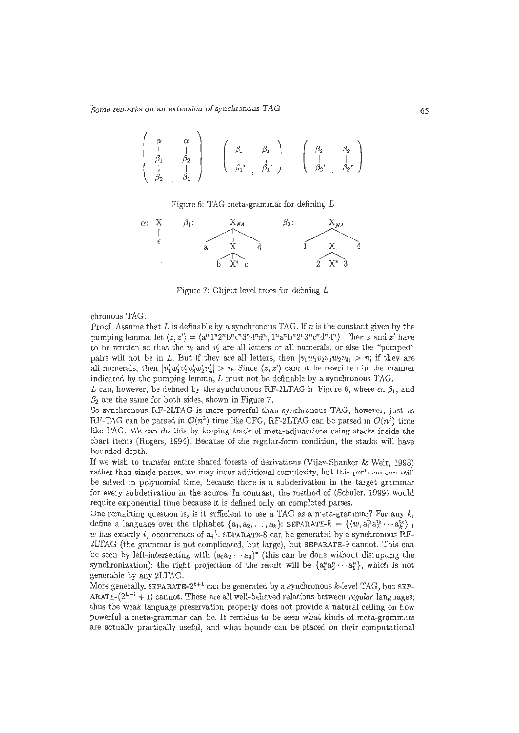Figure 6: TAG meta-grammar for defining $L$

Figure 7: Object level trees for defining $L$

chronous TAG.

Proof. Assume that $L$ is definable by a synchronous TAG. If $n$ is the constant given by the pumping lemma, let $\langle z, z' \rangle = \langle a^n 1^n 2^n b^n c^n 3^n 4^n d^n, 1^n a^n b^n 2^n 3^n c^n d^n 4^n \rangle$. Then $z$ and $z'$ have to be written so that the $v_i$ and $v'_i$ are all letters or all numerals, or else the "pumped" pairs will not be in $L$. But if they are all letters, then $|v_1 w_1 v_2 v_3 w_2 v_4| > n$; if they are all numerals, then $|v'_1 w'_1 v'_2 v'_3 w'_2 v'_4| > n$. Since $\langle z, z' \rangle$ cannot be rewritten in the manner indicated by the pumping lemma, $L$ must not be definable by a synchronous TAG.

$L$ can, however, be defined by the synchronous RF-2LTAG in Figure 6, where $\alpha$, $\beta_1$, and $\beta_2$ are the same for both sides, shown in Figure 7.

So synchronous RF-2LTAG is more powerful than synchronous TAG; however, just as RF-TAG can be parsed in $\mathcal{O}(n^3)$ time like CFG, RF-2LTAG can be parsed in $\mathcal{O}(n^6)$ time like TAG. We can do this by keeping track of meta-adjunctions using stacks inside the chart items (Rogers, 1994). Because of the regular-form condition, the stacks will have bounded depth.

If we wish to transfer entire shared forests of derivations (Vijay-Shanker & Weir, 1993) rather than single parses, we may incur additional complexity, but this problem can still be solved in polynomial time, because there is a subderivation in the target grammar for every subderivation in the source. In contrast, the method of (Schuler, 1999) would require exponential time because it is defined only on completed parses.

One remaining question is, is it sufficient to use a TAG as a meta-grammar? For any $k$, define a language over the alphabet $\{a_1, a_2, \ldots, a_k\}$: SEPARATE-$k$ = $\{\langle w, a_1^{i_1} a_2^{i_2} \cdots a_k^{i_k} \rangle \mid$ $w$ has exactly $i_j$ occurrences of $a_j\}$. SEPARATE-8 can be generated by a synchronous RF-2LTAG (the grammar is not complicated, but large), but SEPARATE-9 cannot. This can be seen by left-intersecting with $(a_1 a_2 \cdots a_9)^*$ (this can be done without disrupting the synchronization): the right projection of the result will be $\{a_1^n a_2^n \cdots a_9^n\}$, which is not generable by any 2LTAG.

More generally, SEPARATE-$2^{k+1}$ can be generated by a synchronous $k$-level TAG, but SEPARATE-$(2^{k+1}+1)$ cannot. These are all well-behaved relations between *regular* languages; thus the weak language preservation property does not provide a natural ceiling on how powerful a meta-grammar can be. It remains to be seen what kinds of meta-grammars are actually practically useful, and what bounds can be placed on their computational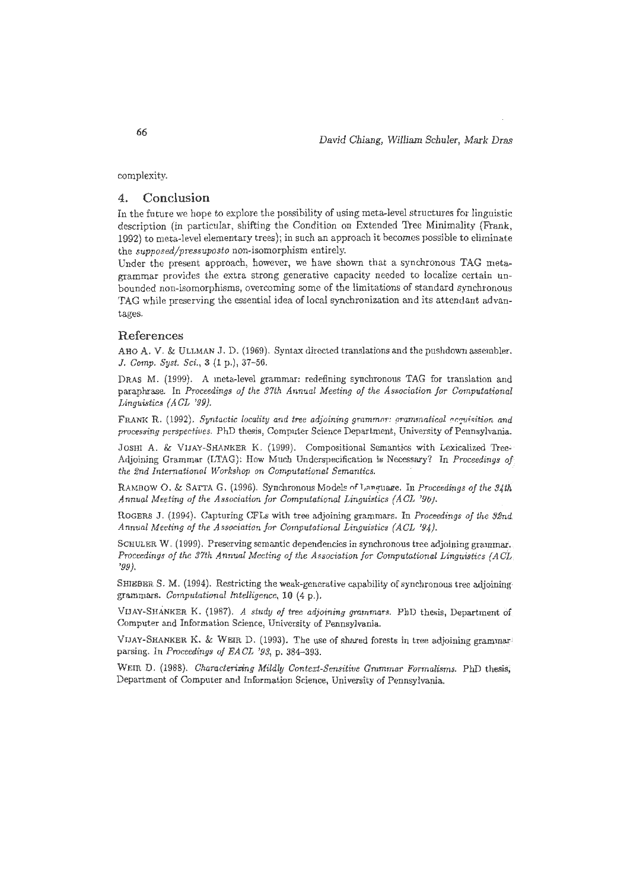complexity.

## 4. Conclusion

In the future we hope to explore the possibility of using meta-level structures for linguistic description (in particular, shifting the Condition on Extended Tree Minimality (Frank, 1992) to meta-level elementary trees); in such an approach it becomes possible to eliminate the *supposed/pressuposto* non-isomorphism entirely.

Under the present approach, however, we have shown that a synchronous TAG meta-grammar provides the extra strong generative capacity needed to localize certain unbounded non-isomorphisms, overcoming some of the limitations of standard synchronous TAG while preserving the essential idea of local synchronization and its attendant advantages.

## References

AHO A. V. & ULLMAN J. D. (1969). Syntax directed translations and the pushdown assembler. *J. Comp. Syst. Sci.*, **3** (1 p.), 37–56.

DRAS M. (1999). A meta-level grammar: redefining synchronous TAG for translation and paraphrase. In *Proceedings of the 37th Annual Meeting of the Association for Computational Linguistics (ACL '99)*.

FRANK R. (1992). *Syntactic locality and tree adjoining grammar: grammatical acquisition and processing perspectives*. PhD thesis, Computer Science Department, University of Pennsylvania.

JOSHI A. & VIJAY-SHANKER K. (1999). Compositional Semantics with Lexicalized Tree-Adjoining Grammar (LTAG): How Much Underspecification is Necessary? In *Proceedings of the 2nd International Workshop on Computational Semantics*.

RAMBOW O. & SATTA G. (1996). Synchronous Models of Language. In *Proceedings of the 34th Annual Meeting of the Association for Computational Linguistics (ACL '96)*.

ROGERS J. (1994). Capturing CFLs with tree adjoining grammars. In *Proceedings of the 32nd Annual Meeting of the Association for Computational Linguistics (ACL '94)*.

SCHULER W. (1999). Preserving semantic dependencies in synchronous tree adjoining grammar. *Proceedings of the 37th Annual Meeting of the Association for Computational Linguistics (ACL '99)*.

SHIEBER S. M. (1994). Restricting the weak-generative capability of synchronous tree adjoining grammars. *Computational Intelligence*, **10** (4 p.).

VIJAY-SHANKER K. (1987). *A study of tree adjoining grammars*. PhD thesis, Department of Computer and Information Science, University of Pennsylvania.

VIJAY-SHANKER K. & WEIR D. (1993). The use of shared forests in tree adjoining grammar parsing. In *Proceedings of EACL '93*, p. 384–393.

WEIR D. (1988). *Characterizing Mildly Context-Sensitive Grammar Formalisms*. PhD thesis, Department of Computer and Information Science, University of Pennsylvania.